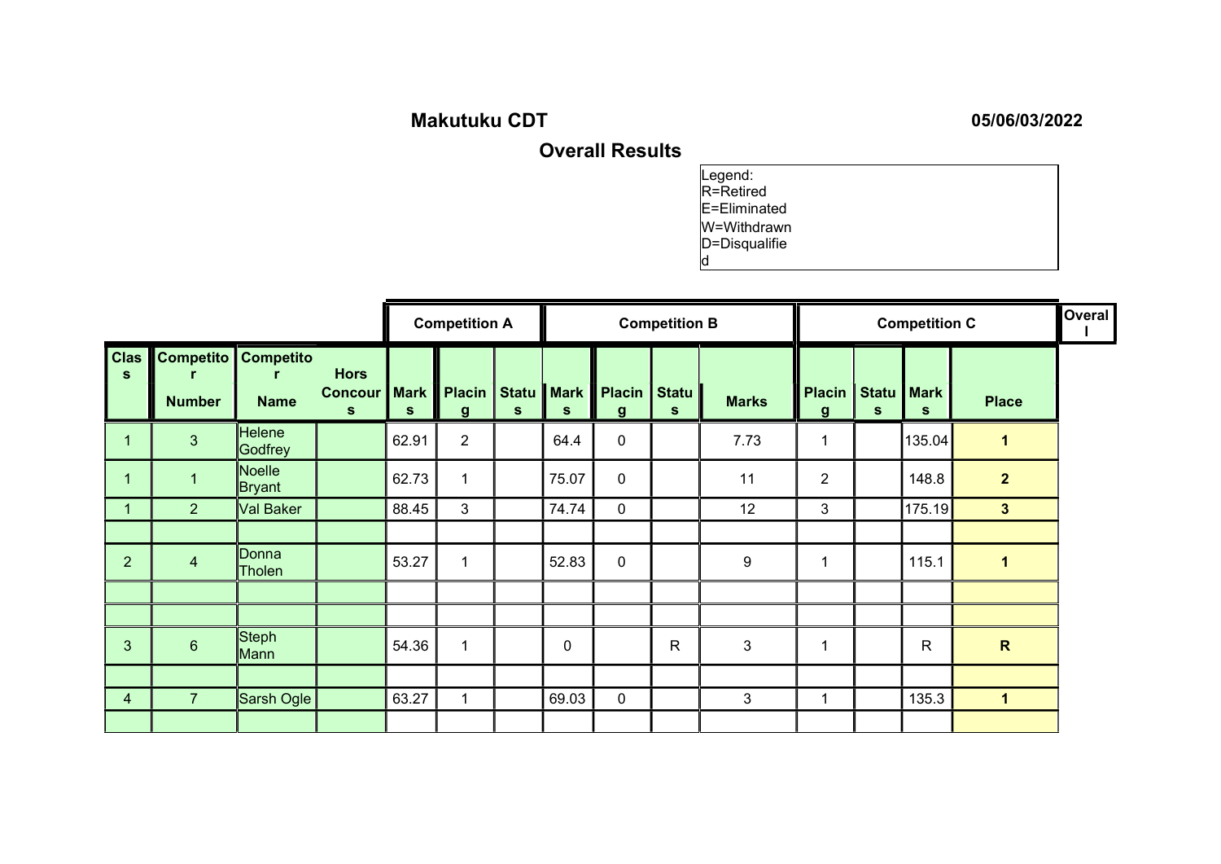# Makutuku CDT

05/06/03/2022

## Overall Results

Legend:
R=Retired
E=Eliminated
W=Withdrawn
D=Disqualified

| | | | | Competition A | | | Competition B | | | | Competition C | | | Overall |
|---|---|---|---|---|---|---|---|---|---|---|---|---|---|---|
| Class | Competitor Number | Competitor Name | Hors Concours | Marks | Placing | Status | Marks | Placing | Status | Marks | Placing | Status | Marks | Place |
| 1 | 3 | Helene Godfrey | | 62.91 | 2 | | 64.4 | 0 | | 7.73 | 1 | | 135.04 | **1** |
| 1 | 1 | Noelle Bryant | | 62.73 | 1 | | 75.07 | 0 | | 11 | 2 | | 148.8 | **2** |
| 1 | 2 | Val Baker | | 88.45 | 3 | | 74.74 | 0 | | 12 | 3 | | 175.19 | **3** |
| | | | | | | | | | | | | | | |
| 2 | 4 | Donna Tholen | | 53.27 | 1 | | 52.83 | 0 | | 9 | 1 | | 115.1 | **1** |
| | | | | | | | | | | | | | | |
| | | | | | | | | | | | | | | |
| 3 | 6 | Steph Mann | | 54.36 | 1 | | 0 | | R | 3 | 1 | | R | **R** |
| | | | | | | | | | | | | | | |
| 4 | 7 | Sarsh Ogle | | 63.27 | 1 | | 69.03 | 0 | | 3 | 1 | | 135.3 | **1** |
| | | | | | | | | | | | | | | |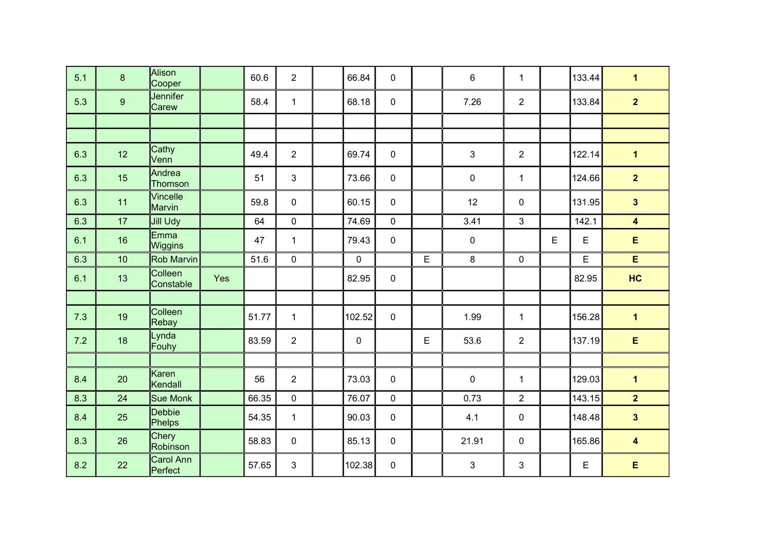| | | | | | | | | | | | | | | |
|---|---|---|---|---|---|---|---|---|---|---|---|---|---|---|
| 5.1 | 8 | Alison Cooper | | 60.6 | 2 | | 66.84 | 0 | | 6 | 1 | | 133.44 | **1** |
| 5.3 | 9 | Jennifer Carew | | 58.4 | 1 | | 68.18 | 0 | | 7.26 | 2 | | 133.84 | **2** |
| | | | | | | | | | | | | | | |
| | | | | | | | | | | | | | | |
| 6.3 | 12 | Cathy Venn | | 49.4 | 2 | | 69.74 | 0 | | 3 | 2 | | 122.14 | **1** |
| 6.3 | 15 | Andrea Thomson | | 51 | 3 | | 73.66 | 0 | | 0 | 1 | | 124.66 | **2** |
| 6.3 | 11 | Vincelle Marvin | | 59.8 | 0 | | 60.15 | 0 | | 12 | 0 | | 131.95 | **3** |
| 6.3 | 17 | Jill Udy | | 64 | 0 | | 74.69 | 0 | | 3.41 | 3 | | 142.1 | **4** |
| 6.1 | 16 | Emma Wiggins | | 47 | 1 | | 79.43 | 0 | | 0 | | E | E | **E** |
| 6.3 | 10 | Rob Marvin | | 51.6 | 0 | | 0 | | E | 8 | 0 | | E | **E** |
| 6.1 | 13 | Colleen Constable | Yes | | | | 82.95 | 0 | | | | | 82.95 | **HC** |
| | | | | | | | | | | | | | | |
| 7.3 | 19 | Colleen Rebay | | 51.77 | 1 | | 102.52 | 0 | | 1.99 | 1 | | 156.28 | **1** |
| 7.2 | 18 | Lynda Fouhy | | 83.59 | 2 | | 0 | | E | 53.6 | 2 | | 137.19 | **E** |
| | | | | | | | | | | | | | | |
| 8.4 | 20 | Karen Kendall | | 56 | 2 | | 73.03 | 0 | | 0 | 1 | | 129.03 | **1** |
| 8.3 | 24 | Sue Monk | | 66.35 | 0 | | 76.07 | 0 | | 0.73 | 2 | | 143.15 | **2** |
| 8.4 | 25 | Debbie Phelps | | 54.35 | 1 | | 90.03 | 0 | | 4.1 | 0 | | 148.48 | **3** |
| 8.3 | 26 | Chery Robinson | | 58.83 | 0 | | 85.13 | 0 | | 21.91 | 0 | | 165.86 | **4** |
| 8.2 | 22 | Carol Ann Perfect | | 57.65 | 3 | | 102.38 | 0 | | 3 | 3 | | E | **E** |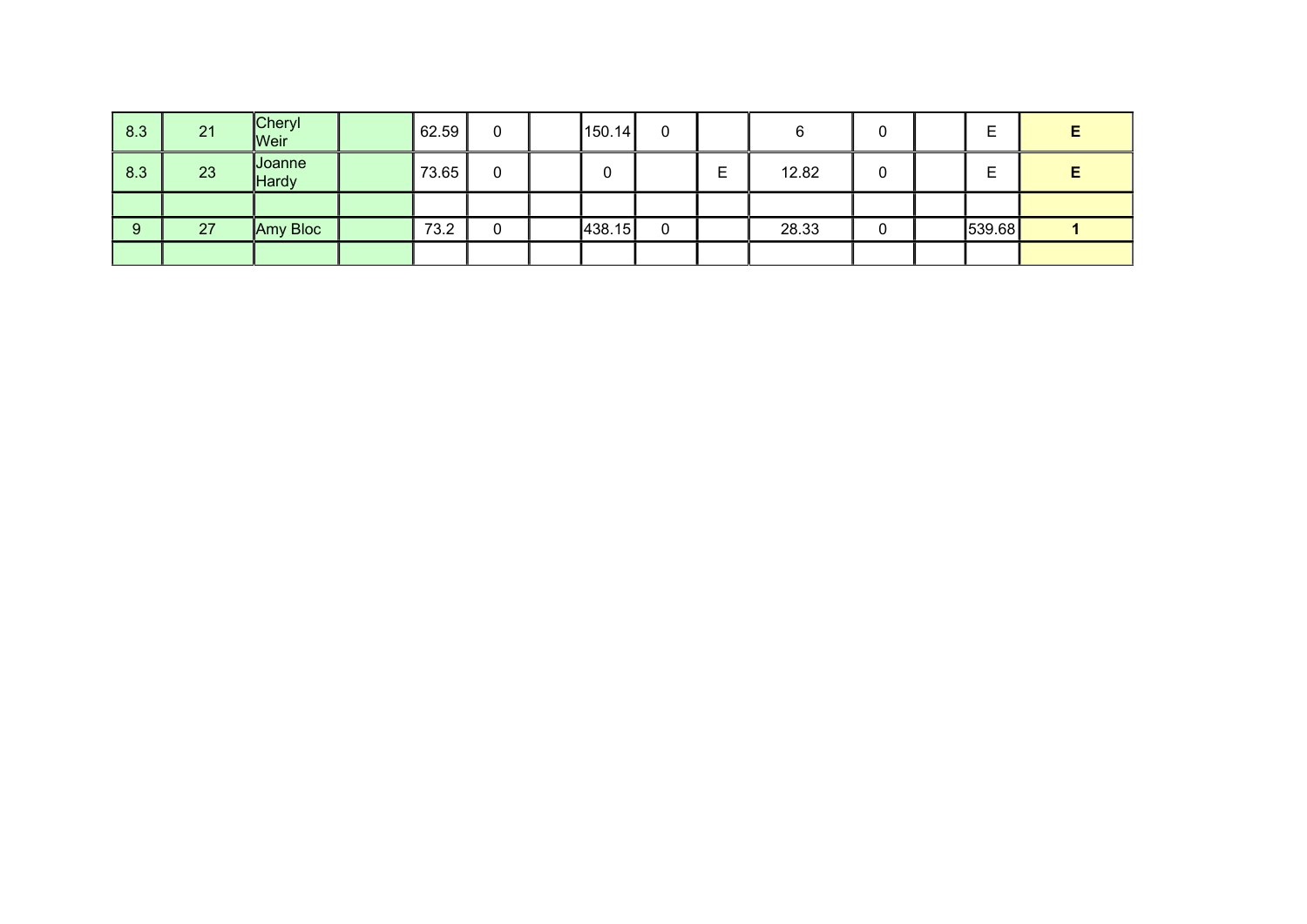| | | | | | | | | | | | | | | |
|---|---|---|---|---|---|---|---|---|---|---|---|---|---|---|
| 8.3 | 21 | Cheryl Weir | | 62.59 | 0 | | 150.14 | 0 | | 6 | 0 | | E | **E** |
| 8.3 | 23 | Joanne Hardy | | 73.65 | 0 | | 0 | | E | 12.82 | 0 | | E | **E** |
| | | | | | | | | | | | | | | |
| 9 | 27 | Amy Bloc | | 73.2 | 0 | | 438.15 | 0 | | 28.33 | 0 | | 539.68 | **1** |
| | | | | | | | | | | | | | | |